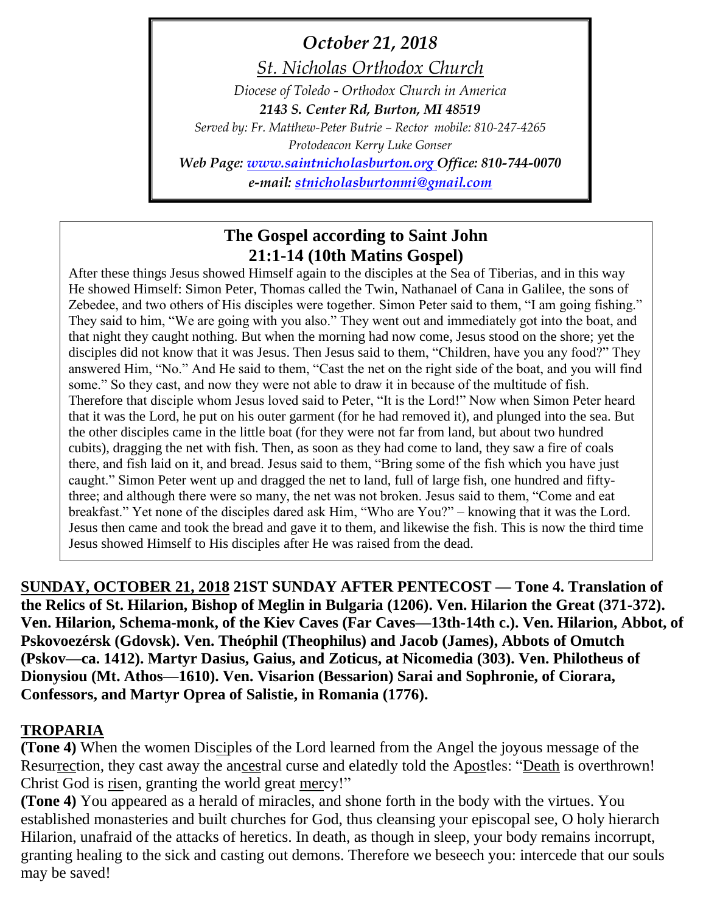*October 21, 2018*

*St. Nicholas Orthodox Church*

*Diocese of Toledo - Orthodox Church in America*

***2143 S. Center Rd, Burton, MI 48519***

*Served by: Fr. Matthew-Peter Butrie – Rector mobile: 810-247-4265*

*Protodeacon Kerry Luke Gonser*

***Web Page: www.saintnicholasburton.org Office: 810-744-0070***

***e-mail: stnicholasburtonmi@gmail.com***

## The Gospel according to Saint John 21:1-14 (10th Matins Gospel)

After these things Jesus showed Himself again to the disciples at the Sea of Tiberias, and in this way He showed Himself: Simon Peter, Thomas called the Twin, Nathanael of Cana in Galilee, the sons of Zebedee, and two others of His disciples were together. Simon Peter said to them, "I am going fishing." They said to him, "We are going with you also." They went out and immediately got into the boat, and that night they caught nothing. But when the morning had now come, Jesus stood on the shore; yet the disciples did not know that it was Jesus. Then Jesus said to them, "Children, have you any food?" They answered Him, "No." And He said to them, "Cast the net on the right side of the boat, and you will find some." So they cast, and now they were not able to draw it in because of the multitude of fish. Therefore that disciple whom Jesus loved said to Peter, "It is the Lord!" Now when Simon Peter heard that it was the Lord, he put on his outer garment (for he had removed it), and plunged into the sea. But the other disciples came in the little boat (for they were not far from land, but about two hundred cubits), dragging the net with fish. Then, as soon as they had come to land, they saw a fire of coals there, and fish laid on it, and bread. Jesus said to them, "Bring some of the fish which you have just caught." Simon Peter went up and dragged the net to land, full of large fish, one hundred and fifty-three; and although there were so many, the net was not broken. Jesus said to them, "Come and eat breakfast." Yet none of the disciples dared ask Him, "Who are You?" – knowing that it was the Lord. Jesus then came and took the bread and gave it to them, and likewise the fish. This is now the third time Jesus showed Himself to His disciples after He was raised from the dead.

**SUNDAY, OCTOBER 21, 2018 21ST SUNDAY AFTER PENTECOST — Tone 4. Translation of the Relics of St. Hilarion, Bishop of Meglin in Bulgaria (1206). Ven. Hilarion the Great (371-372). Ven. Hilarion, Schema-monk, of the Kiev Caves (Far Caves—13th-14th c.). Ven. Hilarion, Abbot, of Pskovoezérsk (Gdovsk). Ven. Theóphil (Theophilus) and Jacob (James), Abbots of Omutch (Pskov—ca. 1412). Martyr Dasius, Gaius, and Zoticus, at Nicomedia (303). Ven. Philotheus of Dionysiou (Mt. Athos—1610). Ven. Visarion (Bessarion) Sarai and Sophronie, of Ciorara, Confessors, and Martyr Oprea of Salistie, in Romania (1776).**

## TROPARIA

**(Tone 4)** When the women Disciples of the Lord learned from the Angel the joyous message of the Resurrection, they cast away the ancestral curse and elatedly told the Apostles: "Death is overthrown! Christ God is risen, granting the world great mercy!"

**(Tone 4)** You appeared as a herald of miracles, and shone forth in the body with the virtues. You established monasteries and built churches for God, thus cleansing your episcopal see, O holy hierarch Hilarion, unafraid of the attacks of heretics. In death, as though in sleep, your body remains incorrupt, granting healing to the sick and casting out demons. Therefore we beseech you: intercede that our souls may be saved!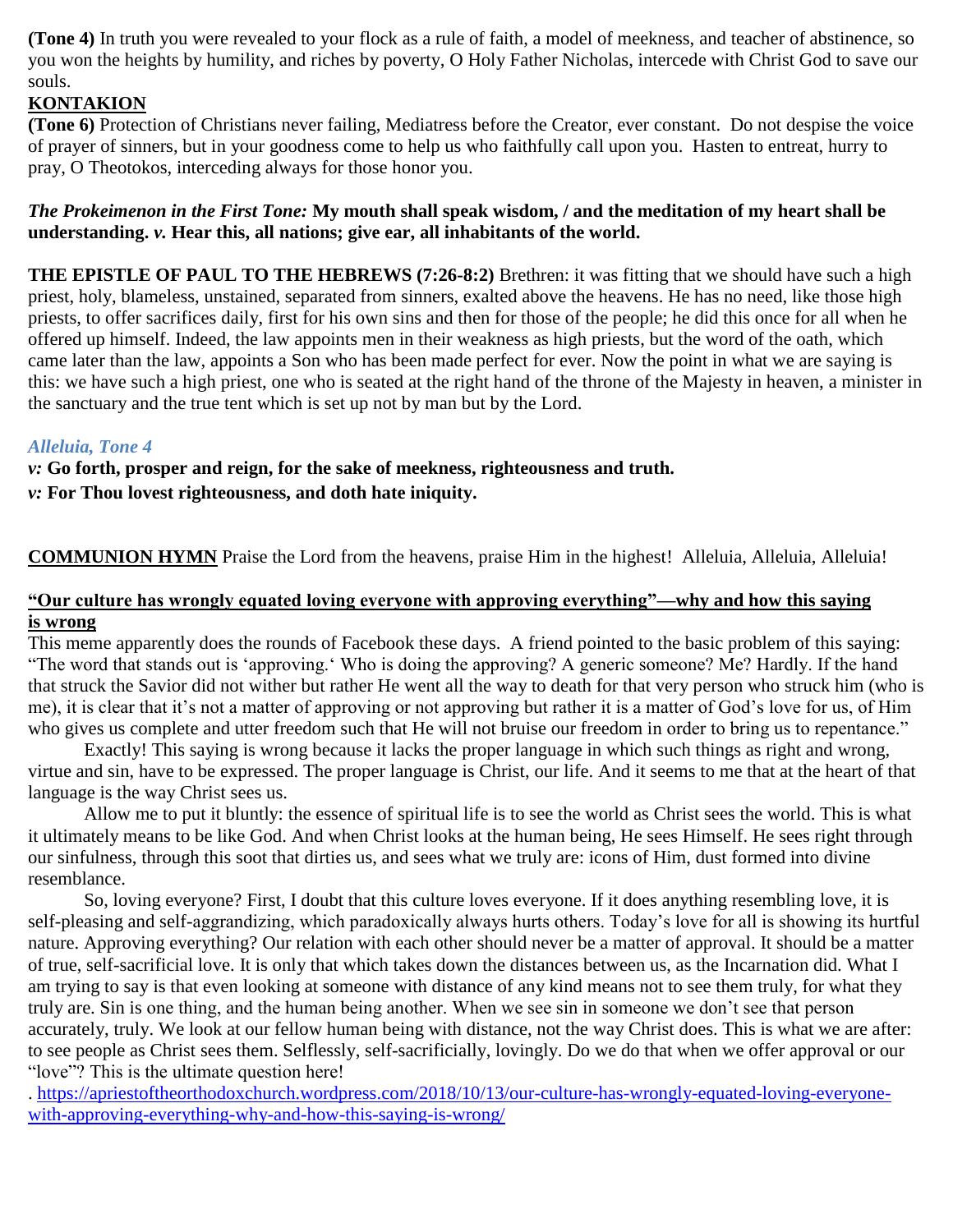**(Tone 4)** In truth you were revealed to your flock as a rule of faith, a model of meekness, and teacher of abstinence, so you won the heights by humility, and riches by poverty, O Holy Father Nicholas, intercede with Christ God to save our souls.

**KONTAKION**

**(Tone 6)** Protection of Christians never failing, Mediatress before the Creator, ever constant. Do not despise the voice of prayer of sinners, but in your goodness come to help us who faithfully call upon you. Hasten to entreat, hurry to pray, O Theotokos, interceding always for those honor you.

***The Prokeimenon in the First Tone:*** **My mouth shall speak wisdom, / and the meditation of my heart shall be understanding.** ***v.*** **Hear this, all nations; give ear, all inhabitants of the world.**

**THE EPISTLE OF PAUL TO THE HEBREWS (7:26-8:2)** Brethren: it was fitting that we should have such a high priest, holy, blameless, unstained, separated from sinners, exalted above the heavens. He has no need, like those high priests, to offer sacrifices daily, first for his own sins and then for those of the people; he did this once for all when he offered up himself. Indeed, the law appoints men in their weakness as high priests, but the word of the oath, which came later than the law, appoints a Son who has been made perfect for ever. Now the point in what we are saying is this: we have such a high priest, one who is seated at the right hand of the throne of the Majesty in heaven, a minister in the sanctuary and the true tent which is set up not by man but by the Lord.

***Alleluia, Tone 4***

***v:*** **Go forth, prosper and reign, for the sake of meekness, righteousness and truth.**
***v:*** **For Thou lovest righteousness, and doth hate iniquity.**

**COMMUNION HYMN** Praise the Lord from the heavens, praise Him in the highest! Alleluia, Alleluia, Alleluia!

**"Our culture has wrongly equated loving everyone with approving everything"—why and how this saying is wrong**

This meme apparently does the rounds of Facebook these days. A friend pointed to the basic problem of this saying: "The word that stands out is 'approving.' Who is doing the approving? A generic someone? Me? Hardly. If the hand that struck the Savior did not wither but rather He went all the way to death for that very person who struck him (who is me), it is clear that it's not a matter of approving or not approving but rather it is a matter of God's love for us, of Him who gives us complete and utter freedom such that He will not bruise our freedom in order to bring us to repentance."

Exactly! This saying is wrong because it lacks the proper language in which such things as right and wrong, virtue and sin, have to be expressed. The proper language is Christ, our life. And it seems to me that at the heart of that language is the way Christ sees us.

Allow me to put it bluntly: the essence of spiritual life is to see the world as Christ sees the world. This is what it ultimately means to be like God. And when Christ looks at the human being, He sees Himself. He sees right through our sinfulness, through this soot that dirties us, and sees what we truly are: icons of Him, dust formed into divine resemblance.

So, loving everyone? First, I doubt that this culture loves everyone. If it does anything resembling love, it is self-pleasing and self-aggrandizing, which paradoxically always hurts others. Today's love for all is showing its hurtful nature. Approving everything? Our relation with each other should never be a matter of approval. It should be a matter of true, self-sacrificial love. It is only that which takes down the distances between us, as the Incarnation did. What I am trying to say is that even looking at someone with distance of any kind means not to see them truly, for what they truly are. Sin is one thing, and the human being another. When we see sin in someone we don't see that person accurately, truly. We look at our fellow human being with distance, not the way Christ does. This is what we are after: to see people as Christ sees them. Selflessly, self-sacrificially, lovingly. Do we do that when we offer approval or our "love"? This is the ultimate question here!

. https://apriestoftheorthodoxchurch.wordpress.com/2018/10/13/our-culture-has-wrongly-equated-loving-everyone-with-approving-everything-why-and-how-this-saying-is-wrong/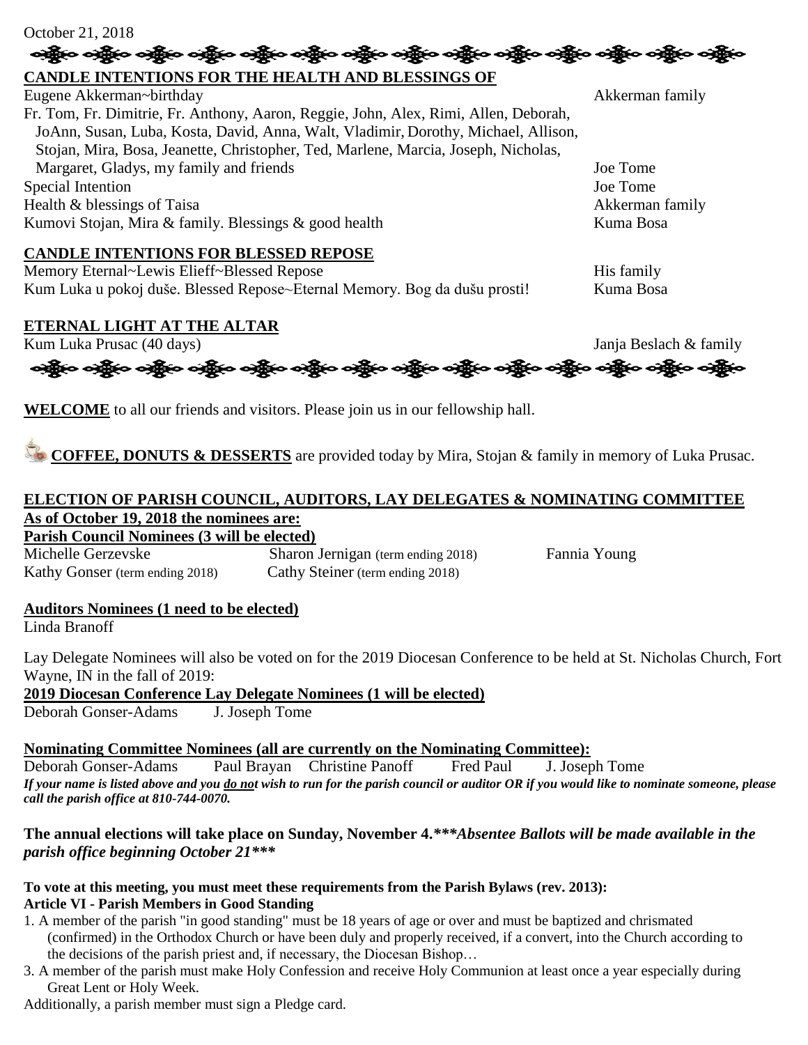October 21, 2018

## CANDLE INTENTIONS FOR THE HEALTH AND BLESSINGS OF

| Intention | Offered by |
|---|---|
| Eugene Akkerman~birthday | Akkerman family |
| Fr. Tom, Fr. Dimitrie, Fr. Anthony, Aaron, Reggie, John, Alex, Rimi, Allen, Deborah, JoAnn, Susan, Luba, Kosta, David, Anna, Walt, Vladimir, Dorothy, Michael, Allison, Stojan, Mira, Bosa, Jeanette, Christopher, Ted, Marlene, Marcia, Joseph, Nicholas, Margaret, Gladys, my family and friends | Joe Tome |
| Special Intention | Joe Tome |
| Health & blessings of Taisa | Akkerman family |
| Kumovi Stojan, Mira & family. Blessings & good health | Kuma Bosa |

## CANDLE INTENTIONS FOR BLESSED REPOSE

| Intention | Offered by |
|---|---|
| Memory Eternal~Lewis Elieff~Blessed Repose | His family |
| Kum Luka u pokoj duše. Blessed Repose~Eternal Memory. Bog da dušu prosti! | Kuma Bosa |

## ETERNAL LIGHT AT THE ALTAR

| Intention | Offered by |
|---|---|
| Kum Luka Prusac (40 days) | Janja Beslach & family |

**WELCOME** to all our friends and visitors. Please join us in our fellowship hall.

**COFFEE, DONUTS & DESSERTS** are provided today by Mira, Stojan & family in memory of Luka Prusac.

## ELECTION OF PARISH COUNCIL, AUDITORS, LAY DELEGATES & NOMINATING COMMITTEE

**As of October 19, 2018 the nominees are:**

**Parish Council Nominees (3 will be elected)**

Michelle Gerzevske, Sharon Jernigan (term ending 2018), Fannia Young, Kathy Gonser (term ending 2018), Cathy Steiner (term ending 2018)

**Auditors Nominees (1 need to be elected)**

Linda Branoff

Lay Delegate Nominees will also be voted on for the 2019 Diocesan Conference to be held at St. Nicholas Church, Fort Wayne, IN in the fall of 2019:

**2019 Diocesan Conference Lay Delegate Nominees (1 will be elected)**

Deborah Gonser-Adams, J. Joseph Tome

**Nominating Committee Nominees (all are currently on the Nominating Committee):**

Deborah Gonser-Adams, Paul Brayan, Christine Panoff, Fred Paul, J. Joseph Tome

***If your name is listed above and you do not wish to run for the parish council or auditor OR if you would like to nominate someone, please call the parish office at 810-744-0070.***

**The annual elections will take place on Sunday, November 4.*****Absentee Ballots will be made available in the parish office beginning October 21*****

**To vote at this meeting, you must meet these requirements from the Parish Bylaws (rev. 2013):**
**Article VI - Parish Members in Good Standing**

1. A member of the parish "in good standing" must be 18 years of age or over and must be baptized and chrismated (confirmed) in the Orthodox Church or have been duly and properly received, if a convert, into the Church according to the decisions of the parish priest and, if necessary, the Diocesan Bishop…
3. A member of the parish must make Holy Confession and receive Holy Communion at least once a year especially during Great Lent or Holy Week.

Additionally, a parish member must sign a Pledge card.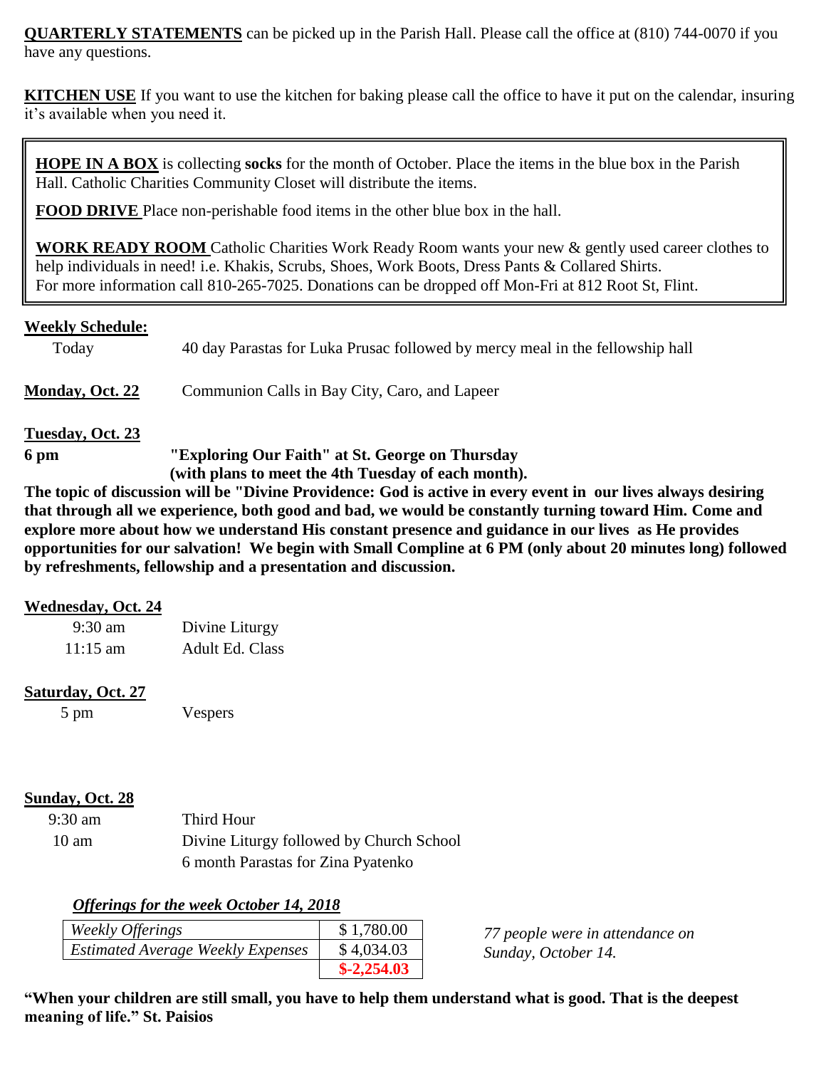**QUARTERLY STATEMENTS** can be picked up in the Parish Hall. Please call the office at (810) 744-0070 if you have any questions.

**KITCHEN USE** If you want to use the kitchen for baking please call the office to have it put on the calendar, insuring it's available when you need it.

**HOPE IN A BOX** is collecting **socks** for the month of October. Place the items in the blue box in the Parish Hall. Catholic Charities Community Closet will distribute the items.

**FOOD DRIVE** Place non-perishable food items in the other blue box in the hall.

**WORK READY ROOM** Catholic Charities Work Ready Room wants your new & gently used career clothes to help individuals in need! i.e. Khakis, Scrubs, Shoes, Work Boots, Dress Pants & Collared Shirts.
For more information call 810-265-7025. Donations can be dropped off Mon-Fri at 812 Root St, Flint.

**Weekly Schedule:**

Today — 40 day Parastas for Luka Prusac followed by mercy meal in the fellowship hall

**Monday, Oct. 22** — Communion Calls in Bay City, Caro, and Lapeer

**Tuesday, Oct. 23**

**6 pm** — **"Exploring Our Faith" at St. George on Thursday (with plans to meet the 4th Tuesday of each month).**

**The topic of discussion will be "Divine Providence: God is active in every event in our lives always desiring that through all we experience, both good and bad, we would be constantly turning toward Him. Come and explore more about how we understand His constant presence and guidance in our lives as He provides opportunities for our salvation! We begin with Small Compline at 6 PM (only about 20 minutes long) followed by refreshments, fellowship and a presentation and discussion.**

**Wednesday, Oct. 24**

9:30 am — Divine Liturgy
11:15 am — Adult Ed. Class

**Saturday, Oct. 27**

5 pm — Vespers

**Sunday, Oct. 28**

9:30 am — Third Hour
10 am — Divine Liturgy followed by Church School
6 month Parastas for Zina Pyatenko

***Offerings for the week October 14, 2018***

| | |
|---|---|
| *Weekly Offerings* | $ 1,780.00 |
| *Estimated Average Weekly Expenses* | $ 4,034.03 |
| | **$-2,254.03** |

*77 people were in attendance on Sunday, October 14.*

**"When your children are still small, you have to help them understand what is good. That is the deepest meaning of life." St. Paisios**